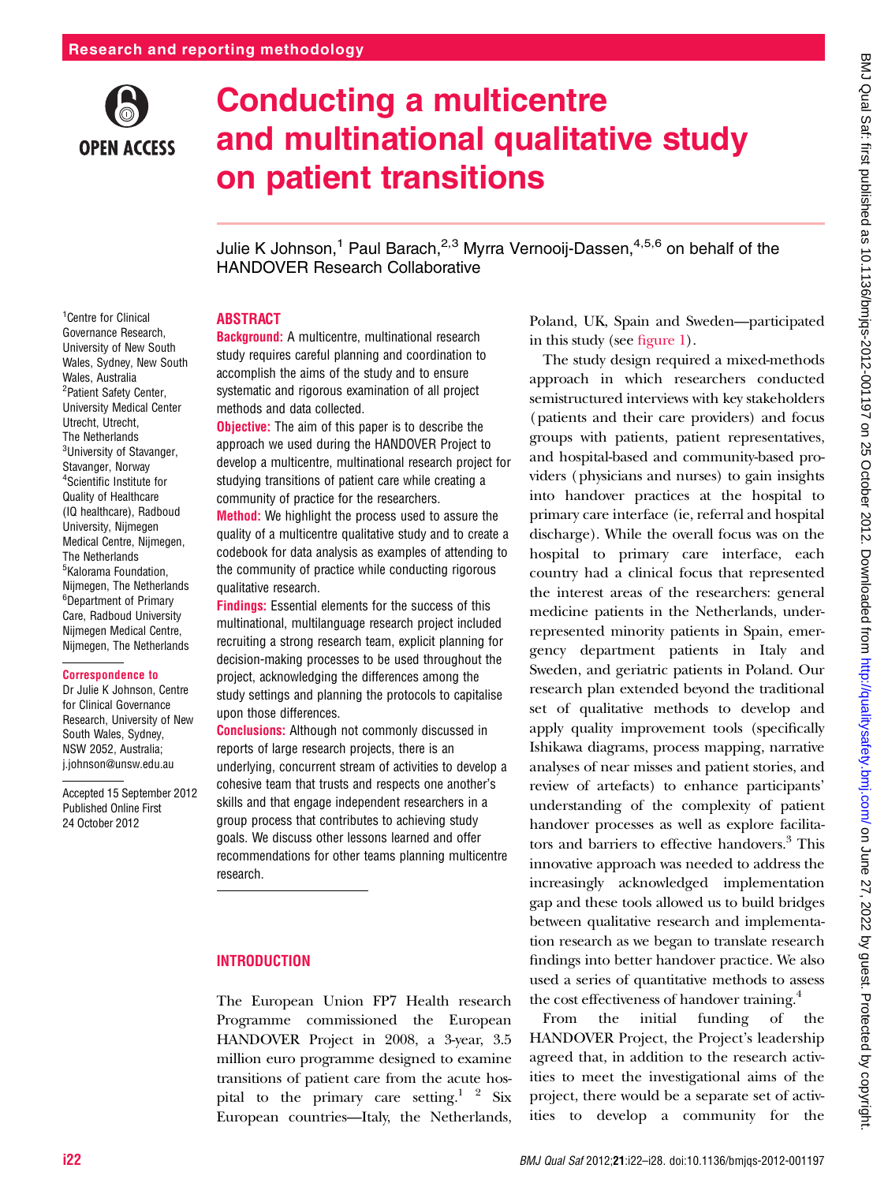# Conducting a multicentre and multinational qualitative study on patient transitions

Julie K Johnson,[1] Paul Barach,[2,3] Myrra Vernooij-Dassen,[4,5,6] on behalf of the HANDOVER Research Collaborative

[1]Centre for Clinical Governance Research, University of New South Wales, Sydney, New South Wales, Australia
[2]Patient Safety Center, University Medical Center Utrecht, Utrecht, The Netherlands
[3]University of Stavanger, Stavanger, Norway
[4]Scientific Institute for Quality of Healthcare (IQ healthcare), Radboud University, Nijmegen Medical Centre, Nijmegen, The Netherlands
[5]Kalorama Foundation, Nijmegen, The Netherlands
[6]Department of Primary Care, Radboud University Nijmegen Medical Centre, Nijmegen, The Netherlands

**Correspondence to**
Dr Julie K Johnson, Centre for Clinical Governance Research, University of New South Wales, Sydney, NSW 2052, Australia; j.johnson@unsw.edu.au

Accepted 15 September 2012
Published Online First 24 October 2012

## ABSTRACT

**Background:** A multicentre, multinational research study requires careful planning and coordination to accomplish the aims of the study and to ensure systematic and rigorous examination of all project methods and data collected.

**Objective:** The aim of this paper is to describe the approach we used during the HANDOVER Project to develop a multicentre, multinational research project for studying transitions of patient care while creating a community of practice for the researchers.

**Method:** We highlight the process used to assure the quality of a multicentre qualitative study and to create a codebook for data analysis as examples of attending to the community of practice while conducting rigorous qualitative research.

**Findings:** Essential elements for the success of this multinational, multilanguage research project included recruiting a strong research team, explicit planning for decision-making processes to be used throughout the project, acknowledging the differences among the study settings and planning the protocols to capitalise upon those differences.

**Conclusions:** Although not commonly discussed in reports of large research projects, there is an underlying, concurrent stream of activities to develop a cohesive team that trusts and respects one another's skills and that engage independent researchers in a group process that contributes to achieving study goals. We discuss other lessons learned and offer recommendations for other teams planning multicentre research.

## INTRODUCTION

The European Union FP7 Health research Programme commissioned the European HANDOVER Project in 2008, a 3-year, 3.5 million euro programme designed to examine transitions of patient care from the acute hospital to the primary care setting.[1 2] Six European countries—Italy, the Netherlands, Poland, UK, Spain and Sweden—participated in this study (see figure 1).

The study design required a mixed-methods approach in which researchers conducted semistructured interviews with key stakeholders (patients and their care providers) and focus groups with patients, patient representatives, and hospital-based and community-based providers (physicians and nurses) to gain insights into handover practices at the hospital to primary care interface (ie, referral and hospital discharge). While the overall focus was on the hospital to primary care interface, each country had a clinical focus that represented the interest areas of the researchers: general medicine patients in the Netherlands, underrepresented minority patients in Spain, emergency department patients in Italy and Sweden, and geriatric patients in Poland. Our research plan extended beyond the traditional set of qualitative methods to develop and apply quality improvement tools (specifically Ishikawa diagrams, process mapping, narrative analyses of near misses and patient stories, and review of artefacts) to enhance participants' understanding of the complexity of patient handover processes as well as explore facilitators and barriers to effective handovers.[3] This innovative approach was needed to address the increasingly acknowledged implementation gap and these tools allowed us to build bridges between qualitative research and implementation research as we began to translate research findings into better handover practice. We also used a series of quantitative methods to assess the cost effectiveness of handover training.[4]

From the initial funding of the HANDOVER Project, the Project's leadership agreed that, in addition to the research activities to meet the investigational aims of the project, there would be a separate set of activities to develop a community for the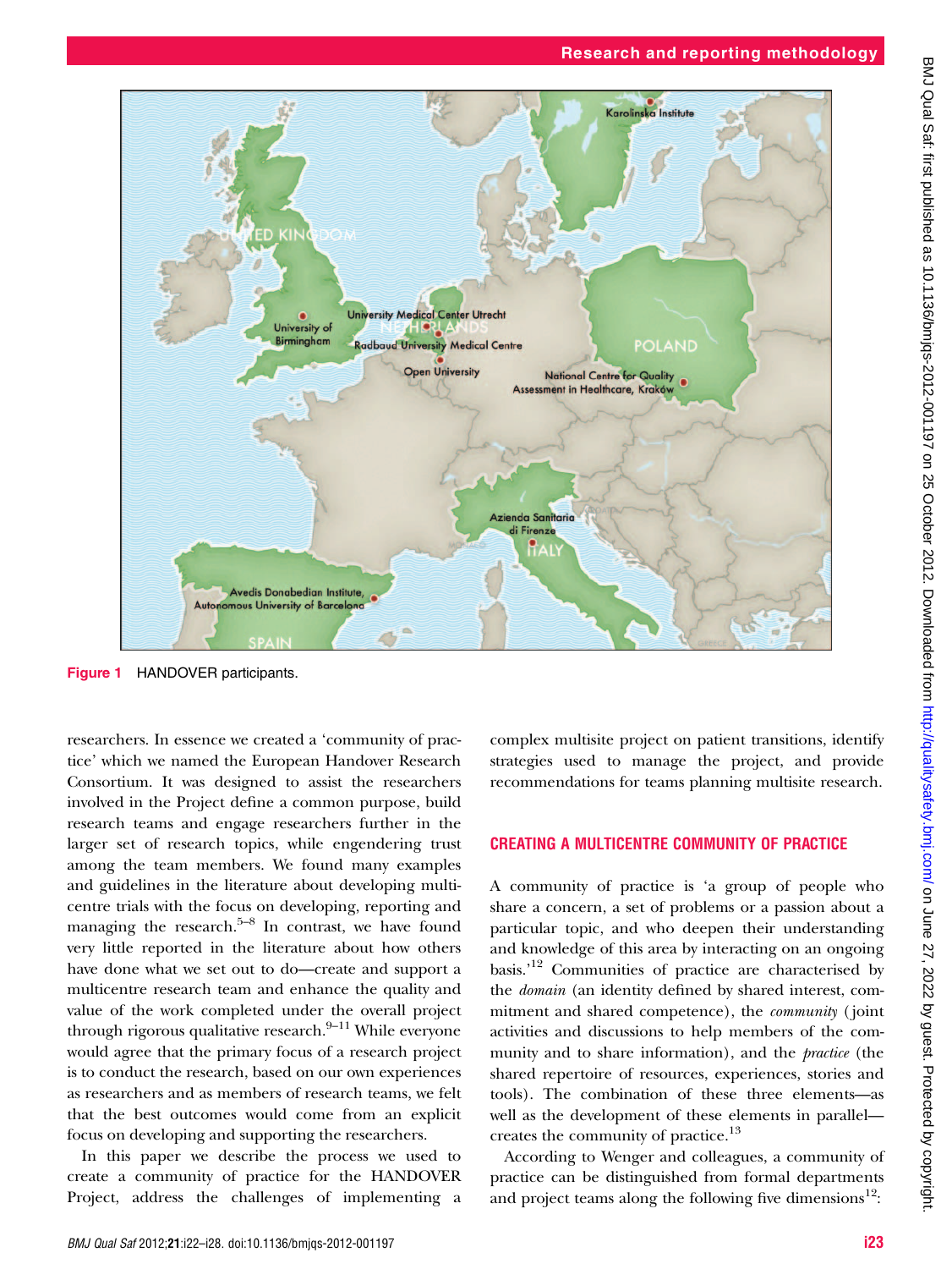Figure 1 HANDOVER participants.

researchers. In essence we created a 'community of practice' which we named the European Handover Research Consortium. It was designed to assist the researchers involved in the Project define a common purpose, build research teams and engage researchers further in the larger set of research topics, while engendering trust among the team members. We found many examples and guidelines in the literature about developing multicentre trials with the focus on developing, reporting and managing the research.[5–8] In contrast, we have found very little reported in the literature about how others have done what we set out to do—create and support a multicentre research team and enhance the quality and value of the work completed under the overall project through rigorous qualitative research.[9–11] While everyone would agree that the primary focus of a research project is to conduct the research, based on our own experiences as researchers and as members of research teams, we felt that the best outcomes would come from an explicit focus on developing and supporting the researchers.

In this paper we describe the process we used to create a community of practice for the HANDOVER Project, address the challenges of implementing a complex multisite project on patient transitions, identify strategies used to manage the project, and provide recommendations for teams planning multisite research.

## CREATING A MULTICENTRE COMMUNITY OF PRACTICE

A community of practice is 'a group of people who share a concern, a set of problems or a passion about a particular topic, and who deepen their understanding and knowledge of this area by interacting on an ongoing basis.'[12] Communities of practice are characterised by the *domain* (an identity defined by shared interest, commitment and shared competence), the *community* (joint activities and discussions to help members of the community and to share information), and the *practice* (the shared repertoire of resources, experiences, stories and tools). The combination of these three elements—as well as the development of these elements in parallel—creates the community of practice.[13]

According to Wenger and colleagues, a community of practice can be distinguished from formal departments and project teams along the following five dimensions[12]: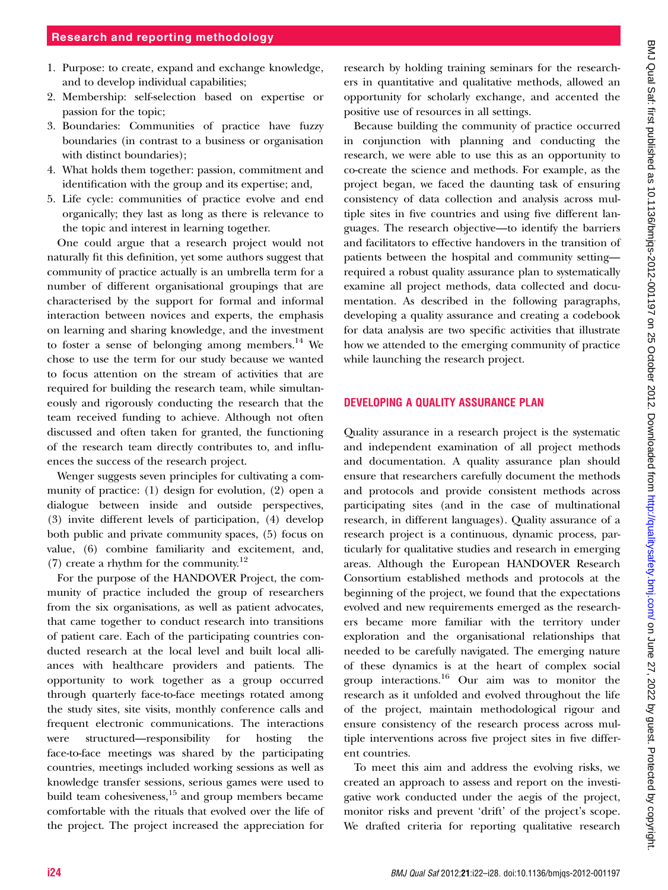1. Purpose: to create, expand and exchange knowledge, and to develop individual capabilities;
2. Membership: self-selection based on expertise or passion for the topic;
3. Boundaries: Communities of practice have fuzzy boundaries (in contrast to a business or organisation with distinct boundaries);
4. What holds them together: passion, commitment and identification with the group and its expertise; and,
5. Life cycle: communities of practice evolve and end organically; they last as long as there is relevance to the topic and interest in learning together.

One could argue that a research project would not naturally fit this definition, yet some authors suggest that community of practice actually is an umbrella term for a number of different organisational groupings that are characterised by the support for formal and informal interaction between novices and experts, the emphasis on learning and sharing knowledge, and the investment to foster a sense of belonging among members.[14] We chose to use the term for our study because we wanted to focus attention on the stream of activities that are required for building the research team, while simultaneously and rigorously conducting the research that the team received funding to achieve. Although not often discussed and often taken for granted, the functioning of the research team directly contributes to, and influences the success of the research project.

Wenger suggests seven principles for cultivating a community of practice: (1) design for evolution, (2) open a dialogue between inside and outside perspectives, (3) invite different levels of participation, (4) develop both public and private community spaces, (5) focus on value, (6) combine familiarity and excitement, and, (7) create a rhythm for the community.[12]

For the purpose of the HANDOVER Project, the community of practice included the group of researchers from the six organisations, as well as patient advocates, that came together to conduct research into transitions of patient care. Each of the participating countries conducted research at the local level and built local alliances with healthcare providers and patients. The opportunity to work together as a group occurred through quarterly face-to-face meetings rotated among the study sites, site visits, monthly conference calls and frequent electronic communications. The interactions were structured—responsibility for hosting the face-to-face meetings was shared by the participating countries, meetings included working sessions as well as knowledge transfer sessions, serious games were used to build team cohesiveness,[15] and group members became comfortable with the rituals that evolved over the life of the project. The project increased the appreciation for research by holding training seminars for the researchers in quantitative and qualitative methods, allowed an opportunity for scholarly exchange, and accented the positive use of resources in all settings.

Because building the community of practice occurred in conjunction with planning and conducting the research, we were able to use this as an opportunity to co-create the science and methods. For example, as the project began, we faced the daunting task of ensuring consistency of data collection and analysis across multiple sites in five countries and using five different languages. The research objective—to identify the barriers and facilitators to effective handovers in the transition of patients between the hospital and community setting—required a robust quality assurance plan to systematically examine all project methods, data collected and documentation. As described in the following paragraphs, developing a quality assurance and creating a codebook for data analysis are two specific activities that illustrate how we attended to the emerging community of practice while launching the research project.

## DEVELOPING A QUALITY ASSURANCE PLAN

Quality assurance in a research project is the systematic and independent examination of all project methods and documentation. A quality assurance plan should ensure that researchers carefully document the methods and protocols and provide consistent methods across participating sites (and in the case of multinational research, in different languages). Quality assurance of a research project is a continuous, dynamic process, particularly for qualitative studies and research in emerging areas. Although the European HANDOVER Research Consortium established methods and protocols at the beginning of the project, we found that the expectations evolved and new requirements emerged as the researchers became more familiar with the territory under exploration and the organisational relationships that needed to be carefully navigated. The emerging nature of these dynamics is at the heart of complex social group interactions.[16] Our aim was to monitor the research as it unfolded and evolved throughout the life of the project, maintain methodological rigour and ensure consistency of the research process across multiple interventions across five project sites in five different countries.

To meet this aim and address the evolving risks, we created an approach to assess and report on the investigative work conducted under the aegis of the project, monitor risks and prevent 'drift' of the project's scope. We drafted criteria for reporting qualitative research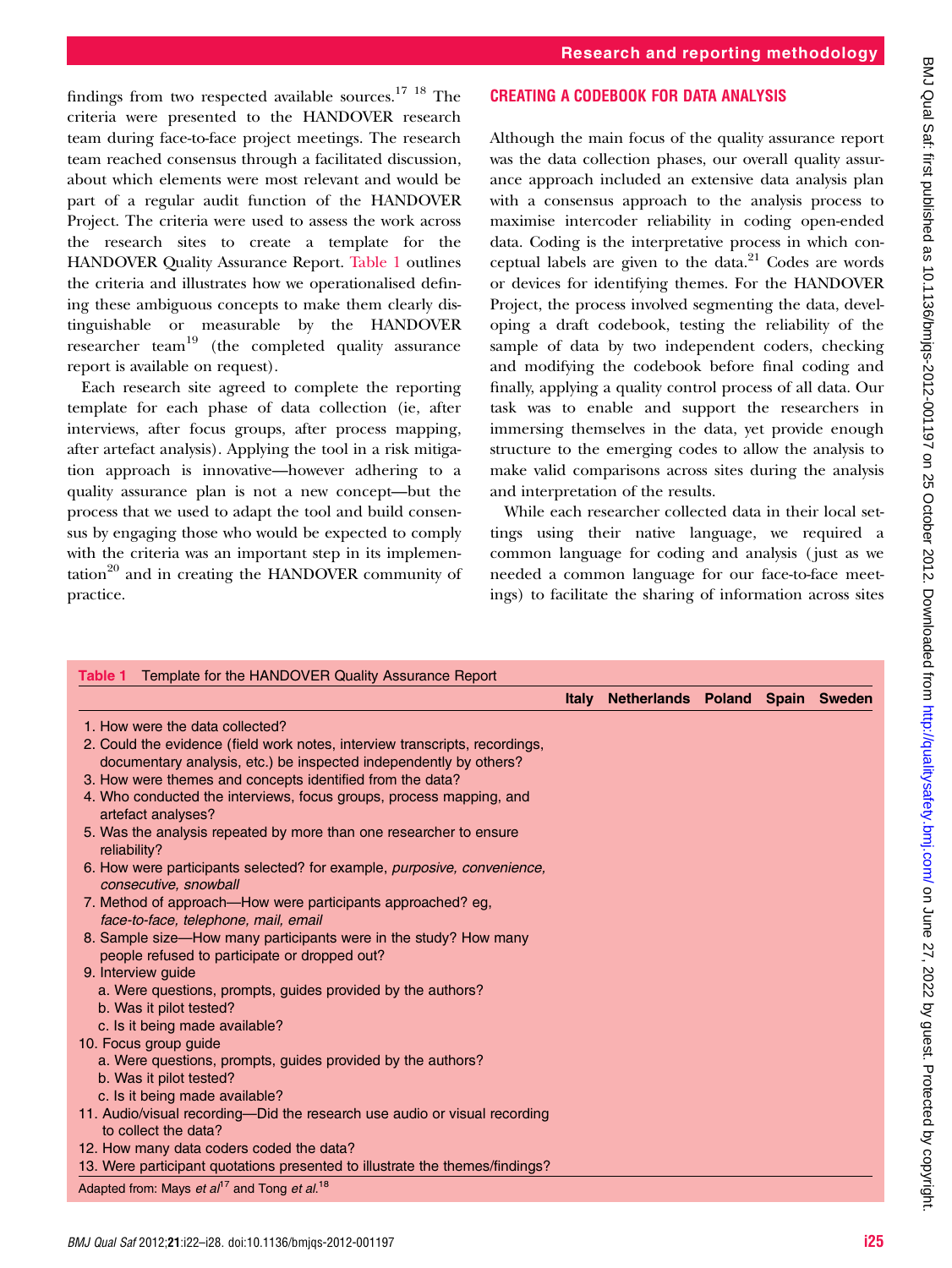findings from two respected available sources.[17,18] The criteria were presented to the HANDOVER research team during face-to-face project meetings. The research team reached consensus through a facilitated discussion, about which elements were most relevant and would be part of a regular audit function of the HANDOVER Project. The criteria were used to assess the work across the research sites to create a template for the HANDOVER Quality Assurance Report. Table 1 outlines the criteria and illustrates how we operationalised defining these ambiguous concepts to make them clearly distinguishable or measurable by the HANDOVER researcher team[19] (the completed quality assurance report is available on request).

Each research site agreed to complete the reporting template for each phase of data collection (ie, after interviews, after focus groups, after process mapping, after artefact analysis). Applying the tool in a risk mitigation approach is innovative—however adhering to a quality assurance plan is not a new concept—but the process that we used to adapt the tool and build consensus by engaging those who would be expected to comply with the criteria was an important step in its implementation[20] and in creating the HANDOVER community of practice.

## CREATING A CODEBOOK FOR DATA ANALYSIS

Although the main focus of the quality assurance report was the data collection phases, our overall quality assurance approach included an extensive data analysis plan with a consensus approach to the analysis process to maximise intercoder reliability in coding open-ended data. Coding is the interpretative process in which conceptual labels are given to the data.[21] Codes are words or devices for identifying themes. For the HANDOVER Project, the process involved segmenting the data, developing a draft codebook, testing the reliability of the sample of data by two independent coders, checking and modifying the codebook before final coding and finally, applying a quality control process of all data. Our task was to enable and support the researchers in immersing themselves in the data, yet provide enough structure to the emerging codes to allow the analysis to make valid comparisons across sites during the analysis and interpretation of the results.

While each researcher collected data in their local settings using their native language, we required a common language for coding and analysis (just as we needed a common language for our face-to-face meetings) to facilitate the sharing of information across sites

**Table 1** Template for the HANDOVER Quality Assurance Report

| | Italy | Netherlands | Poland | Spain | Sweden |
|---|---|---|---|---|---|
| 1. How were the data collected? | | | | | |
| 2. Could the evidence (field work notes, interview transcripts, recordings, documentary analysis, etc.) be inspected independently by others? | | | | | |
| 3. How were themes and concepts identified from the data? | | | | | |
| 4. Who conducted the interviews, focus groups, process mapping, and artefact analyses? | | | | | |
| 5. Was the analysis repeated by more than one researcher to ensure reliability? | | | | | |
| 6. How were participants selected? for example, *purposive, convenience, consecutive, snowball* | | | | | |
| 7. Method of approach—How were participants approached? eg, *face-to-face, telephone, mail, email* | | | | | |
| 8. Sample size—How many participants were in the study? How many people refused to participate or dropped out? | | | | | |
| 9. Interview guide | | | | | |
| a. Were questions, prompts, guides provided by the authors? | | | | | |
| b. Was it pilot tested? | | | | | |
| c. Is it being made available? | | | | | |
| 10. Focus group guide | | | | | |
| a. Were questions, prompts, guides provided by the authors? | | | | | |
| b. Was it pilot tested? | | | | | |
| c. Is it being made available? | | | | | |
| 11. Audio/visual recording—Did the research use audio or visual recording to collect the data? | | | | | |
| 12. How many data coders coded the data? | | | | | |
| 13. Were participant quotations presented to illustrate the themes/findings? | | | | | |

Adapted from: Mays *et al*[17] and Tong *et al*.[18]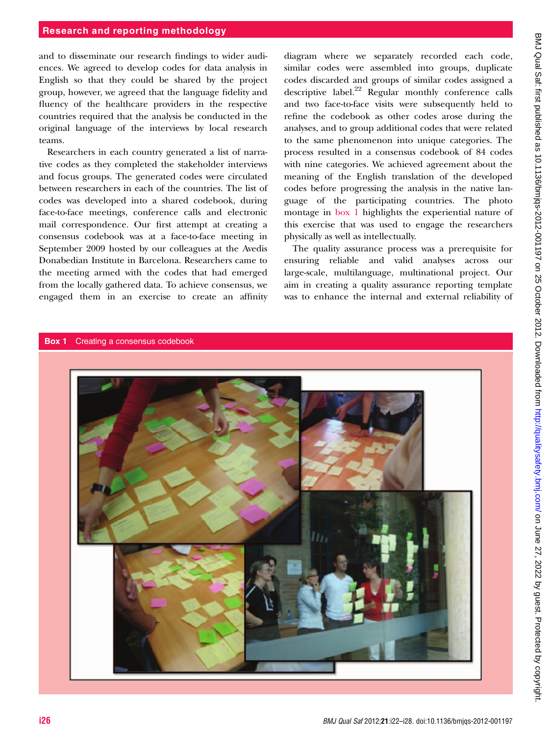and to disseminate our research findings to wider audiences. We agreed to develop codes for data analysis in English so that they could be shared by the project group, however, we agreed that the language fidelity and fluency of the healthcare providers in the respective countries required that the analysis be conducted in the original language of the interviews by local research teams.

Researchers in each country generated a list of narrative codes as they completed the stakeholder interviews and focus groups. The generated codes were circulated between researchers in each of the countries. The list of codes was developed into a shared codebook, during face-to-face meetings, conference calls and electronic mail correspondence. Our first attempt at creating a consensus codebook was at a face-to-face meeting in September 2009 hosted by our colleagues at the Avedis Donabedian Institute in Barcelona. Researchers came to the meeting armed with the codes that had emerged from the locally gathered data. To achieve consensus, we engaged them in an exercise to create an affinity diagram where we separately recorded each code, similar codes were assembled into groups, duplicate codes discarded and groups of similar codes assigned a descriptive label.[22] Regular monthly conference calls and two face-to-face visits were subsequently held to refine the codebook as other codes arose during the analyses, and to group additional codes that were related to the same phenomenon into unique categories. The process resulted in a consensus codebook of 84 codes with nine categories. We achieved agreement about the meaning of the English translation of the developed codes before progressing the analysis in the native language of the participating countries. The photo montage in box 1 highlights the experiential nature of this exercise that was used to engage the researchers physically as well as intellectually.

The quality assurance process was a prerequisite for ensuring reliable and valid analyses across our large-scale, multilanguage, multinational project. Our aim in creating a quality assurance reporting template was to enhance the internal and external reliability of

**Box 1** Creating a consensus codebook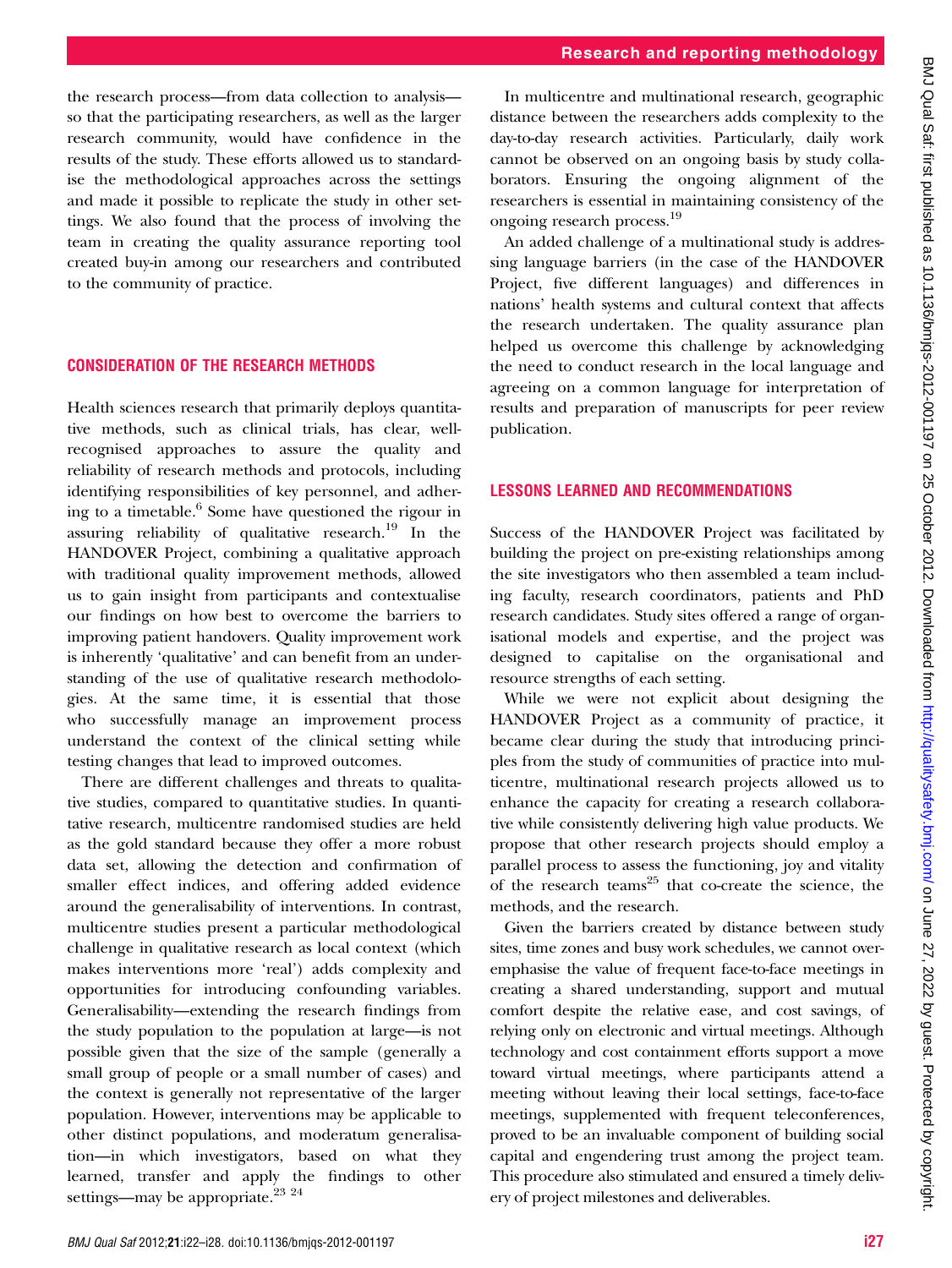the research process—from data collection to analysis—so that the participating researchers, as well as the larger research community, would have confidence in the results of the study. These efforts allowed us to standardise the methodological approaches across the settings and made it possible to replicate the study in other settings. We also found that the process of involving the team in creating the quality assurance reporting tool created buy-in among our researchers and contributed to the community of practice.

## CONSIDERATION OF THE RESEARCH METHODS

Health sciences research that primarily deploys quantitative methods, such as clinical trials, has clear, well-recognised approaches to assure the quality and reliability of research methods and protocols, including identifying responsibilities of key personnel, and adhering to a timetable.[6] Some have questioned the rigour in assuring reliability of qualitative research.[19] In the HANDOVER Project, combining a qualitative approach with traditional quality improvement methods, allowed us to gain insight from participants and contextualise our findings on how best to overcome the barriers to improving patient handovers. Quality improvement work is inherently 'qualitative' and can benefit from an understanding of the use of qualitative research methodologies. At the same time, it is essential that those who successfully manage an improvement process understand the context of the clinical setting while testing changes that lead to improved outcomes.

There are different challenges and threats to qualitative studies, compared to quantitative studies. In quantitative research, multicentre randomised studies are held as the gold standard because they offer a more robust data set, allowing the detection and confirmation of smaller effect indices, and offering added evidence around the generalisability of interventions. In contrast, multicentre studies present a particular methodological challenge in qualitative research as local context (which makes interventions more 'real') adds complexity and opportunities for introducing confounding variables. Generalisability—extending the research findings from the study population to the population at large—is not possible given that the size of the sample (generally a small group of people or a small number of cases) and the context is generally not representative of the larger population. However, interventions may be applicable to other distinct populations, and moderatum generalisation—in which investigators, based on what they learned, transfer and apply the findings to other settings—may be appropriate.[23 24]

In multicentre and multinational research, geographic distance between the researchers adds complexity to the day-to-day research activities. Particularly, daily work cannot be observed on an ongoing basis by study collaborators. Ensuring the ongoing alignment of the researchers is essential in maintaining consistency of the ongoing research process.[19]

An added challenge of a multinational study is addressing language barriers (in the case of the HANDOVER Project, five different languages) and differences in nations' health systems and cultural context that affects the research undertaken. The quality assurance plan helped us overcome this challenge by acknowledging the need to conduct research in the local language and agreeing on a common language for interpretation of results and preparation of manuscripts for peer review publication.

## LESSONS LEARNED AND RECOMMENDATIONS

Success of the HANDOVER Project was facilitated by building the project on pre-existing relationships among the site investigators who then assembled a team including faculty, research coordinators, patients and PhD research candidates. Study sites offered a range of organisational models and expertise, and the project was designed to capitalise on the organisational and resource strengths of each setting.

While we were not explicit about designing the HANDOVER Project as a community of practice, it became clear during the study that introducing principles from the study of communities of practice into multicentre, multinational research projects allowed us to enhance the capacity for creating a research collaborative while consistently delivering high value products. We propose that other research projects should employ a parallel process to assess the functioning, joy and vitality of the research teams[25] that co-create the science, the methods, and the research.

Given the barriers created by distance between study sites, time zones and busy work schedules, we cannot overemphasise the value of frequent face-to-face meetings in creating a shared understanding, support and mutual comfort despite the relative ease, and cost savings, of relying only on electronic and virtual meetings. Although technology and cost containment efforts support a move toward virtual meetings, where participants attend a meeting without leaving their local settings, face-to-face meetings, supplemented with frequent teleconferences, proved to be an invaluable component of building social capital and engendering trust among the project team. This procedure also stimulated and ensured a timely delivery of project milestones and deliverables.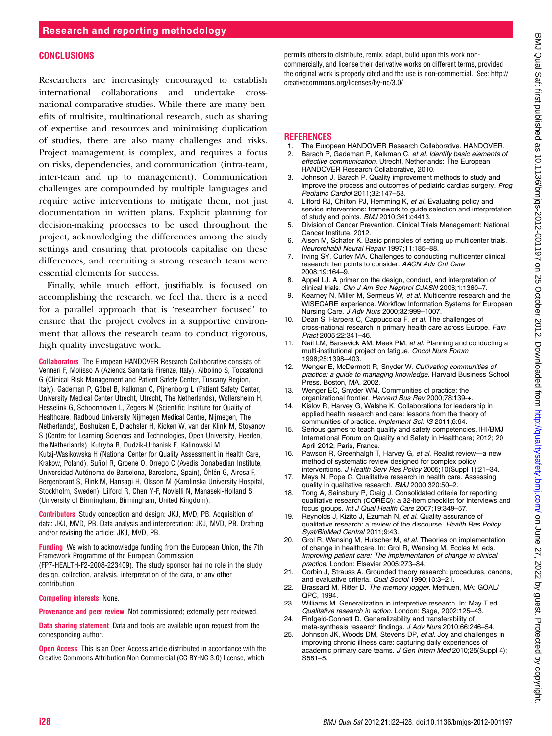## CONCLUSIONS

Researchers are increasingly encouraged to establish international collaborations and undertake cross-national comparative studies. While there are many benefits of multisite, multinational research, such as sharing of expertise and resources and minimising duplication of studies, there are also many challenges and risks. Project management is complex, and requires a focus on risks, dependencies, and communication (intra-team, inter-team and up to management). Communication challenges are compounded by multiple languages and require active interventions to mitigate them, not just documentation in written plans. Explicit planning for decision-making processes to be used throughout the project, acknowledging the differences among the study settings and ensuring that protocols capitalise on these differences, and recruiting a strong research team were essential elements for success.

Finally, while much effort, justifiably, is focused on accomplishing the research, we feel that there is a need for a parallel approach that is 'researcher focused' to ensure that the project evolves in a supportive environment that allows the research team to conduct rigorous, high quality investigative work.

**Collaborators** The European HANDOVER Research Collaborative consists of: Venneri F, Molisso A (Azienda Sanitaria Firenze, Italy), Albolino S, Toccafondi G (Clinical Risk Management and Patient Safety Center, Tuscany Region, Italy), Gademan P, Göbel B, Kalkman C, Pijnenborg L (Patient Safety Center, University Medical Center Utrecht, Utrecht, The Netherlands), Wollersheim H, Hesselink G, Schoonhoven L, Zegers M (Scientific Institute for Quality of Healthcare, Radboud University Nijmegen Medical Centre, Nijmegen, The Netherlands), Boshuizen E, Drachsler H, Kicken W, van der Klink M, Stoyanov S (Centre for Learning Sciences and Technologies, Open University, Heerlen, the Netherlands), Kutryba B, Dudzik-Urbaniak E, Kalinowski M, Kutaj-Wasikowska H (National Center for Quality Assessment in Health Care, Krakow, Poland), Suñol R, Groene O, Orrego C (Avedis Donabedian Institute, Universidad Autónoma de Barcelona, Barcelona, Spain), Öhlén G, Airosa F, Bergenbrant S, Flink M, Hansagi H, Olsson M (Karolinska University Hospital, Stockholm, Sweden), Lilford R, Chen Y-F, Novielli N, Manaseki-Holland S (University of Birmingham, Birmingham, United Kingdom).

**Contributors** Study conception and design: JKJ, MVD, PB. Acquisition of data: JKJ, MVD, PB. Data analysis and interpretation: JKJ, MVD, PB. Drafting and/or revising the article: JKJ, MVD, PB.

**Funding** We wish to acknowledge funding from the European Union, the 7th Framework Programme of the European Commission (FP7-HEALTH-F2-2008-223409). The study sponsor had no role in the study design, collection, analysis, interpretation of the data, or any other contribution.

**Competing interests** None.

**Provenance and peer review** Not commissioned; externally peer reviewed.

**Data sharing statement** Data and tools are available upon request from the corresponding author.

**Open Access** This is an Open Access article distributed in accordance with the Creative Commons Attribution Non Commercial (CC BY-NC 3.0) license, which permits others to distribute, remix, adapt, build upon this work non-commercially, and license their derivative works on different terms, provided the original work is properly cited and the use is non-commercial. See: http://creativecommons.org/licenses/by-nc/3.0/

## REFERENCES

1. The European HANDOVER Research Collaborative. HANDOVER.
2. Barach P, Gademan P, Kalkman C, *et al*. *Identify basic elements of effective communication*. Utrecht, Netherlands: The European HANDOVER Research Collaborative, 2010.
3. Johnson J, Barach P. Quality improvement methods to study and improve the process and outcomes of pediatric cardiac surgery. *Prog Pediatric Cardiol* 2011;32:147–53.
4. Lilford RJ, Chilton PJ, Hemming K, *et al*. Evaluating policy and service interventions: framework to guide selection and interpretation of study end points. *BMJ* 2010;341:c4413.
5. Division of Cancer Prevention. Clinical Trials Management: National Cancer Institute, 2012.
6. Aisen M, Schafer K. Basic principles of setting up multicenter trials. *Neurorehabil Neural Repair* 1997;11:185–88.
7. Irving SY, Curley MA. Challenges to conducting multicenter clinical research: ten points to consider. *AACN Adv Crit Care* 2008;19:164–9.
8. Appel LJ. A primer on the design, conduct, and interpretation of clinical trials. *Clin J Am Soc Nephrol CJASN* 2006;1:1360–7.
9. Kearney N, Miller M, Sermeus W, *et al*. Multicentre research and the WISECARE experience. Workflow Information Systems for European Nursing Care. *J Adv Nurs* 2000;32:999–1007.
10. Dean S, Harpera C, Cappuccioa F, *et al*. The challenges of cross-national research in primary health care across Europe. *Fam Pract* 2005;22:341–46.
11. Nail LM, Barsevick AM, Meek PM, *et al*. Planning and conducting a multi-institutional project on fatigue. *Oncol Nurs Forum* 1998;25:1398–403.
12. Wenger E, McDermott R, Snyder W. *Cultivating communities of practice: a guide to managing knowledge*. Harvard Business School Press. Boston, MA. 2002.
13. Wenger EC, Snyder WM. Communities of practice: the organizational frontier. *Harvard Bus Rev* 2000;78:139-+.
14. Kislov R, Harvey G, Walshe K. Collaborations for leadership in applied health research and care: lessons from the theory of communities of practice. *Implement Sci: IS* 2011;6:64.
15. Serious games to teach quality and safety competencies. IHI/BMJ International Forum on Quality and Safety in Healthcare; 2012; 20 April 2012; Paris, France.
16. Pawson R, Greenhalgh T, Harvey G, *et al*. Realist review—a new method of systematic review designed for complex policy interventions. *J Health Serv Res Policy* 2005;10(Suppl 1):21–34.
17. Mays N, Pope C. Qualitative research in health care. Assessing quality in qualitative research. *BMJ* 2000;320:50–2.
18. Tong A, Sainsbury P, Craig J. Consolidated criteria for reporting qualitative research (COREQ): a 32-item checklist for interviews and focus groups. *Int J Qual Health Care* 2007;19:349–57.
19. Reynolds J, Kizito J, Ezumah N, *et al*. Quality assurance of qualitative research: a review of the discourse. *Health Res Policy Syst/BioMed Central* 2011;9:43.
20. Grol R, Wensing M, Hulscher M, *et al*. Theories on implementation of change in healthcare. In: Grol R, Wensing M, Eccles M. eds. *Improving patient care: The implementation of change in clinical practice*. London: Elsevier 2005:273–84.
21. Corbin J, Strauss A. Grounded theory research: procedures, canons, and evaluative criteria. *Qual Sociol* 1990;10:3–21.
22. Brassard M, Ritter D. *The memory jogger*. Methuen, MA: GOAL/QPC, 1994.
23. Williams M. Generalization in interpretive research. In: May T.ed. *Qualitative research in action*. London: Sage, 2002:125–43.
24. Finfgeld-Connett D. Generalizability and transferability of meta-synthesis research findings. *J Adv Nurs* 2010;66:246–54.
25. Johnson JK, Woods DM, Stevens DP, *et al*. Joy and challenges in improving chronic illness care: capturing daily experiences of academic primary care teams. *J Gen Intern Med* 2010;25(Suppl 4): S581–5.